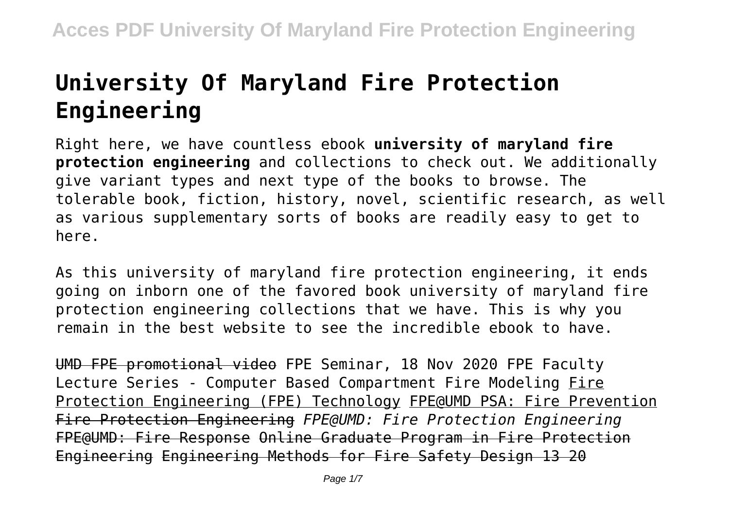# University Of Maryland Fire Protection Engineering

Right here, we have countless ebook **university of maryland fire protection engineering** and collections to check out. We additionally give variant types and next type of the books to browse. The tolerable book, fiction, history, novel, scientific research, as well as various supplementary sorts of books are readily easy to get to here.

As this university of maryland fire protection engineering, it ends going on inborn one of the favored book university of maryland fire protection engineering collections that we have. This is why you remain in the best website to see the incredible ebook to have.

~~UMD FPE promotional video~~ FPE Seminar, 18 Nov 2020 FPE Faculty Lecture Series - Computer Based Compartment Fire Modeling Fire Protection Engineering (FPE) Technology FPE@UMD PSA: Fire Prevention ~~Fire Protection Engineering~~ *FPE@UMD: Fire Protection Engineering* ~~FPE@UMD: Fire Response~~ ~~Online Graduate Program in Fire Protection Engineering~~ ~~Engineering Methods for Fire Safety Design 13 20~~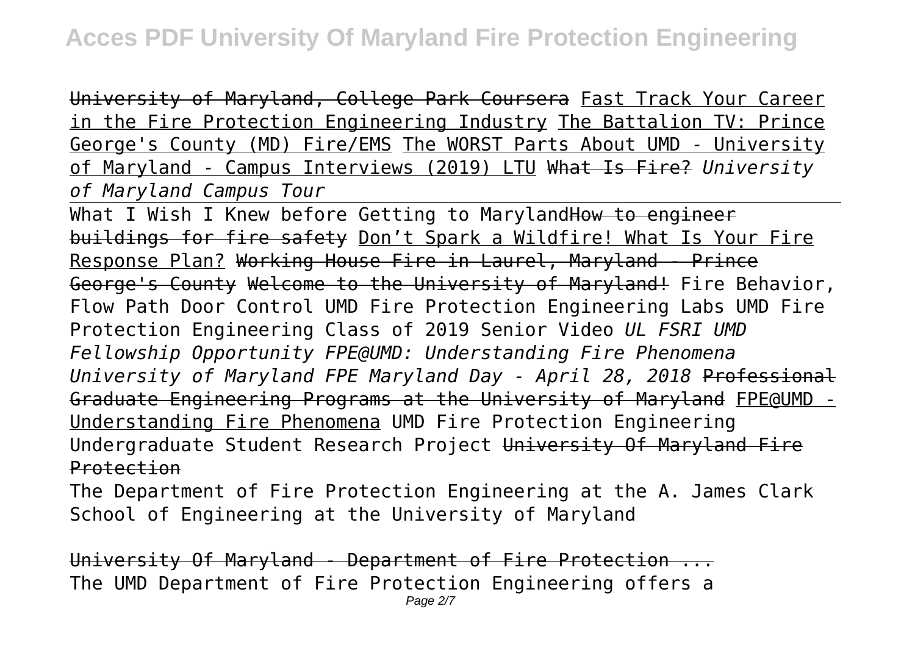University of Maryland, College Park Coursera Fast Track Your Career in the Fire Protection Engineering Industry The Battalion TV: Prince George's County (MD) Fire/EMS The WORST Parts About UMD - University of Maryland - Campus Interviews (2019) LTU What Is Fire? *University of Maryland Campus Tour*

What I Wish I Knew before Getting to Maryland~~How to engineer buildings for fire safety~~ Don't Spark a Wildfire! What Is Your Fire Response Plan? ~~Working House Fire in Laurel, Maryland - Prince George's County~~ ~~Welcome to the University of Maryland!~~ Fire Behavior, Flow Path Door Control UMD Fire Protection Engineering Labs UMD Fire Protection Engineering Class of 2019 Senior Video *UL FSRI UMD Fellowship Opportunity FPE@UMD: Understanding Fire Phenomena University of Maryland FPE Maryland Day - April 28, 2018* ~~Professional Graduate Engineering Programs at the University of Maryland~~ FPE@UMD - Understanding Fire Phenomena UMD Fire Protection Engineering Undergraduate Student Research Project ~~University Of Maryland Fire Protection~~

The Department of Fire Protection Engineering at the A. James Clark School of Engineering at the University of Maryland

~~University Of Maryland - Department of Fire Protection ...~~

The UMD Department of Fire Protection Engineering offers a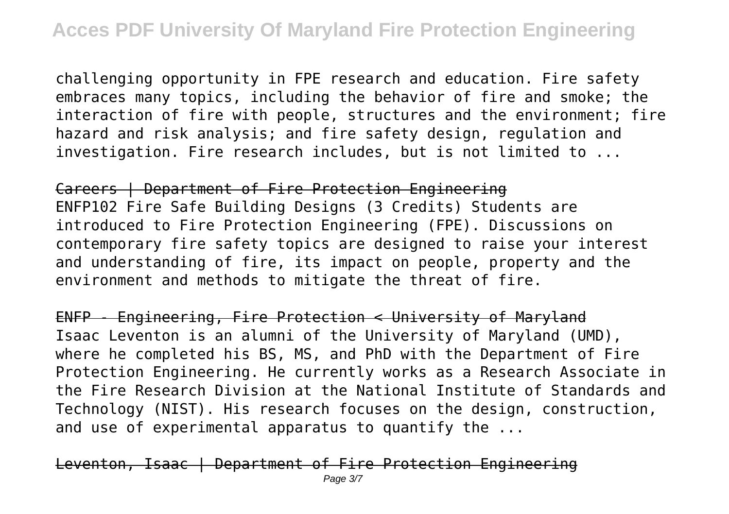challenging opportunity in FPE research and education. Fire safety embraces many topics, including the behavior of fire and smoke; the interaction of fire with people, structures and the environment; fire hazard and risk analysis; and fire safety design, regulation and investigation. Fire research includes, but is not limited to ...

Careers | Department of Fire Protection Engineering

ENFP102 Fire Safe Building Designs (3 Credits) Students are introduced to Fire Protection Engineering (FPE). Discussions on contemporary fire safety topics are designed to raise your interest and understanding of fire, its impact on people, property and the environment and methods to mitigate the threat of fire.

ENFP - Engineering, Fire Protection < University of Maryland

Isaac Leventon is an alumni of the University of Maryland (UMD), where he completed his BS, MS, and PhD with the Department of Fire Protection Engineering. He currently works as a Research Associate in the Fire Research Division at the National Institute of Standards and Technology (NIST). His research focuses on the design, construction, and use of experimental apparatus to quantify the ...

Leventon, Isaac | Department of Fire Protection Engineering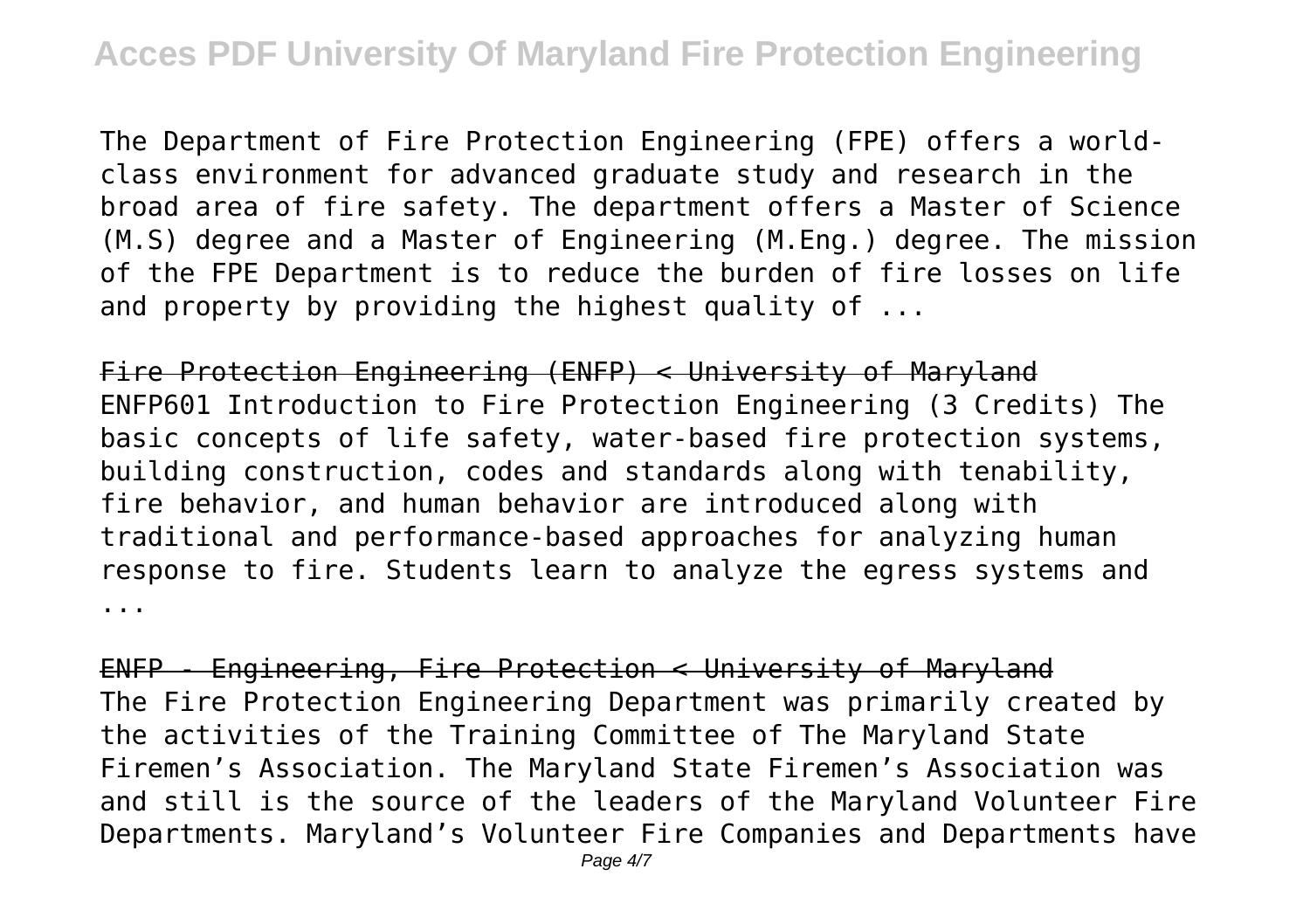The Department of Fire Protection Engineering (FPE) offers a world-class environment for advanced graduate study and research in the broad area of fire safety. The department offers a Master of Science (M.S) degree and a Master of Engineering (M.Eng.) degree. The mission of the FPE Department is to reduce the burden of fire losses on life and property by providing the highest quality of ...

Fire Protection Engineering (ENFP) < University of Maryland

ENFP601 Introduction to Fire Protection Engineering (3 Credits) The basic concepts of life safety, water-based fire protection systems, building construction, codes and standards along with tenability, fire behavior, and human behavior are introduced along with traditional and performance-based approaches for analyzing human response to fire. Students learn to analyze the egress systems and ...

ENFP - Engineering, Fire Protection < University of Maryland

The Fire Protection Engineering Department was primarily created by the activities of the Training Committee of The Maryland State Firemen's Association. The Maryland State Firemen's Association was and still is the source of the leaders of the Maryland Volunteer Fire Departments. Maryland's Volunteer Fire Companies and Departments have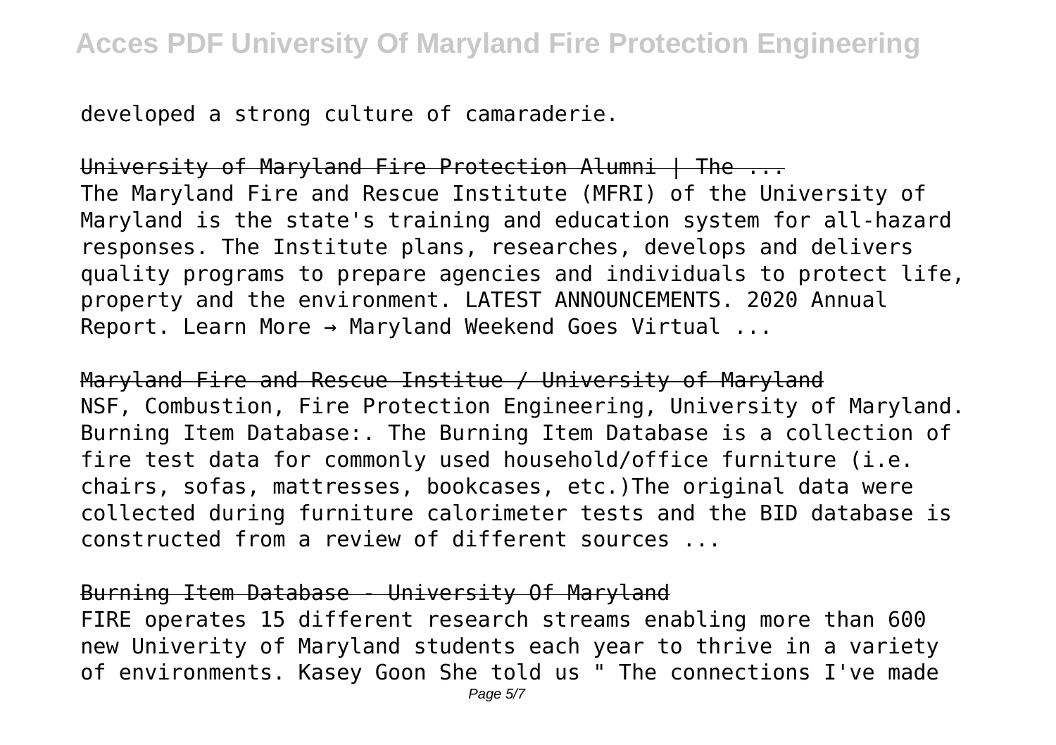developed a strong culture of camaraderie.

University of Maryland Fire Protection Alumni | The ...
The Maryland Fire and Rescue Institute (MFRI) of the University of Maryland is the state's training and education system for all-hazard responses. The Institute plans, researches, develops and delivers quality programs to prepare agencies and individuals to protect life, property and the environment. LATEST ANNOUNCEMENTS. 2020 Annual Report. Learn More → Maryland Weekend Goes Virtual ...

Maryland Fire and Rescue Institue / University of Maryland
NSF, Combustion, Fire Protection Engineering, University of Maryland. Burning Item Database:. The Burning Item Database is a collection of fire test data for commonly used household/office furniture (i.e. chairs, sofas, mattresses, bookcases, etc.)The original data were collected during furniture calorimeter tests and the BID database is constructed from a review of different sources ...

Burning Item Database - University Of Maryland
FIRE operates 15 different research streams enabling more than 600 new Univerity of Maryland students each year to thrive in a variety of environments. Kasey Goon She told us " The connections I've made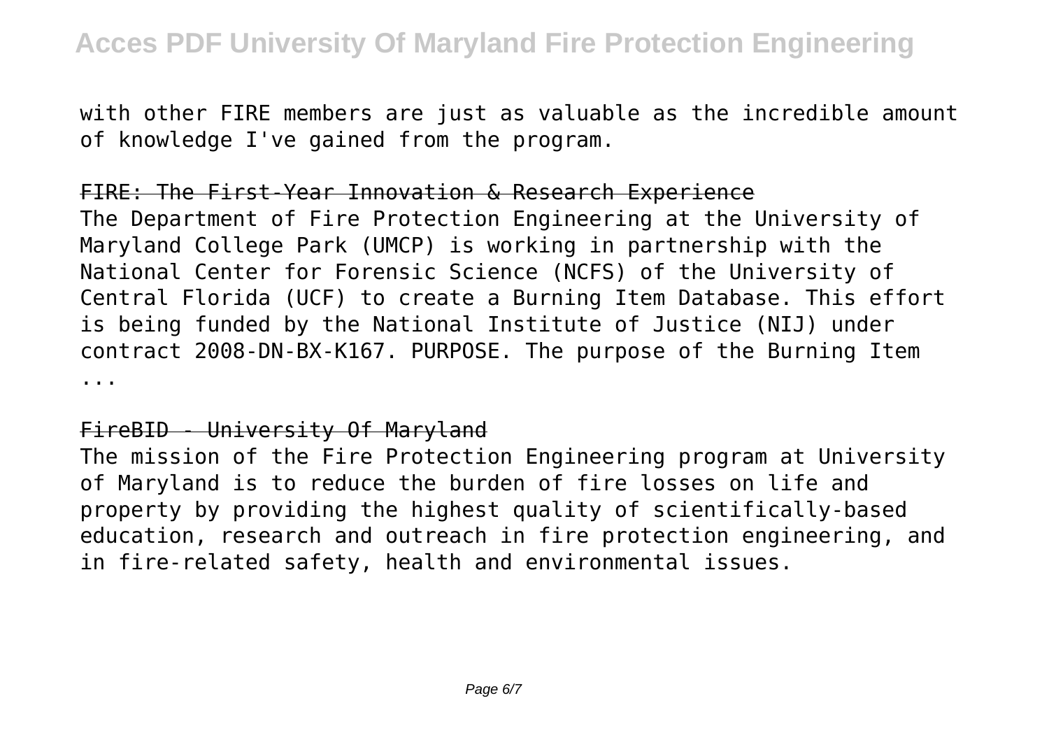with other FIRE members are just as valuable as the incredible amount of knowledge I've gained from the program.

FIRE: The First-Year Innovation & Research Experience

The Department of Fire Protection Engineering at the University of Maryland College Park (UMCP) is working in partnership with the National Center for Forensic Science (NCFS) of the University of Central Florida (UCF) to create a Burning Item Database. This effort is being funded by the National Institute of Justice (NIJ) under contract 2008-DN-BX-K167. PURPOSE. The purpose of the Burning Item ...

FireBID - University Of Maryland

The mission of the Fire Protection Engineering program at University of Maryland is to reduce the burden of fire losses on life and property by providing the highest quality of scientifically-based education, research and outreach in fire protection engineering, and in fire-related safety, health and environmental issues.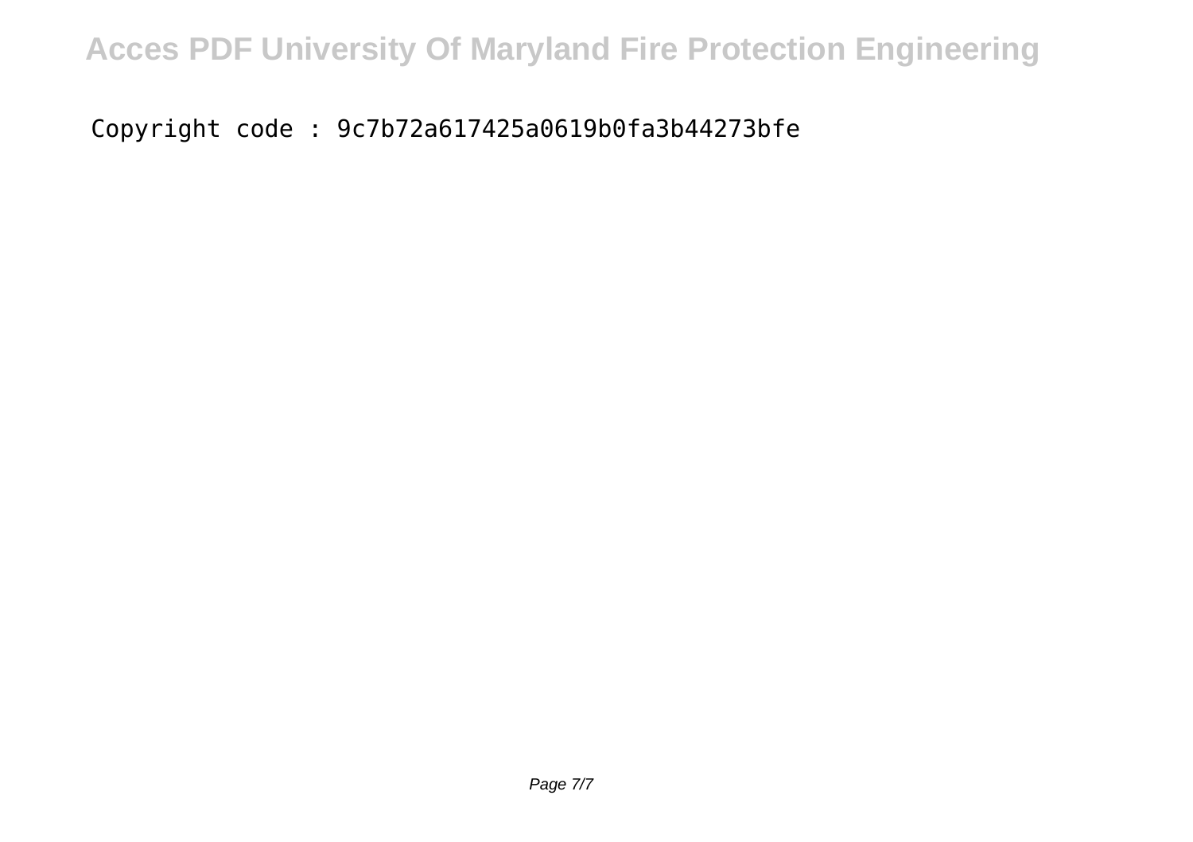Copyright code : 9c7b72a617425a0619b0fa3b44273bfe